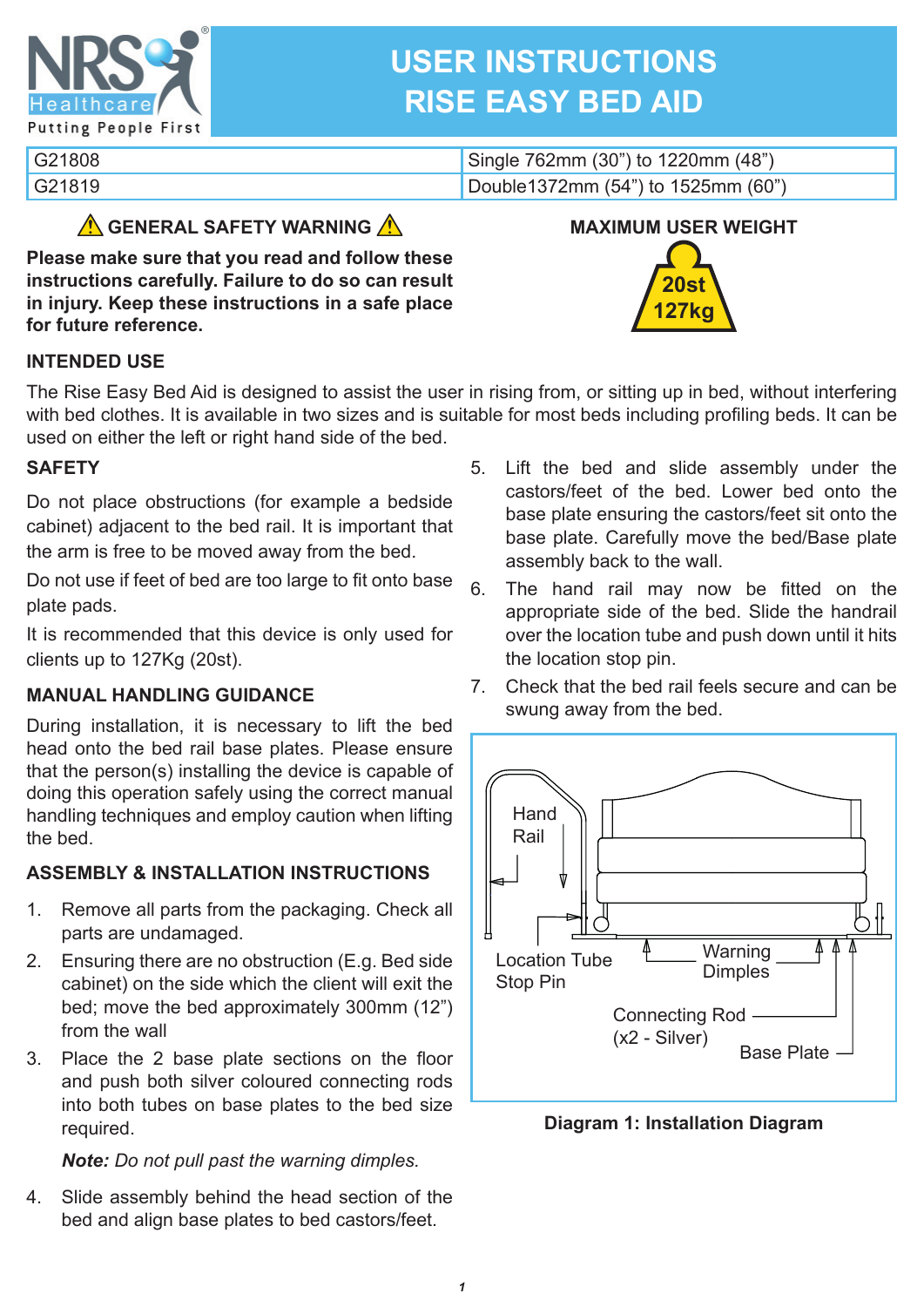# USER INSTRUCTIONS
# RISE EASY BED AID

| G21808 | Single 762mm (30") to 1220mm (48") |
|---|---|
| G21819 | Double1372mm (54") to 1525mm (60") |

### ⚠ GENERAL SAFETY WARNING ⚠

**Please make sure that you read and follow these instructions carefully. Failure to do so can result in injury. Keep these instructions in a safe place for future reference.**

### MAXIMUM USER WEIGHT

20st
127kg

### INTENDED USE

The Rise Easy Bed Aid is designed to assist the user in rising from, or sitting up in bed, without interfering with bed clothes. It is available in two sizes and is suitable for most beds including profiling beds. It can be used on either the left or right hand side of the bed.

### SAFETY

Do not place obstructions (for example a bedside cabinet) adjacent to the bed rail. It is important that the arm is free to be moved away from the bed.

Do not use if feet of bed are too large to fit onto base plate pads.

It is recommended that this device is only used for clients up to 127Kg (20st).

### MANUAL HANDLING GUIDANCE

During installation, it is necessary to lift the bed head onto the bed rail base plates. Please ensure that the person(s) installing the device is capable of doing this operation safely using the correct manual handling techniques and employ caution when lifting the bed.

### ASSEMBLY & INSTALLATION INSTRUCTIONS

1. Remove all parts from the packaging. Check all parts are undamaged.
2. Ensuring there are no obstruction (E.g. Bed side cabinet) on the side which the client will exit the bed; move the bed approximately 300mm (12") from the wall
3. Place the 2 base plate sections on the floor and push both silver coloured connecting rods into both tubes on base plates to the bed size required.

   ***Note:*** *Do not pull past the warning dimples.*

4. Slide assembly behind the head section of the bed and align base plates to bed castors/feet.
5. Lift the bed and slide assembly under the castors/feet of the bed. Lower bed onto the base plate ensuring the castors/feet sit onto the base plate. Carefully move the bed/Base plate assembly back to the wall.
6. The hand rail may now be fitted on the appropriate side of the bed. Slide the handrail over the location tube and push down until it hits the location stop pin.
7. Check that the bed rail feels secure and can be swung away from the bed.

Hand Rail
Location Tube Stop Pin
Warning Dimples
Connecting Rod (x2 - Silver)
Base Plate

**Diagram 1: Installation Diagram**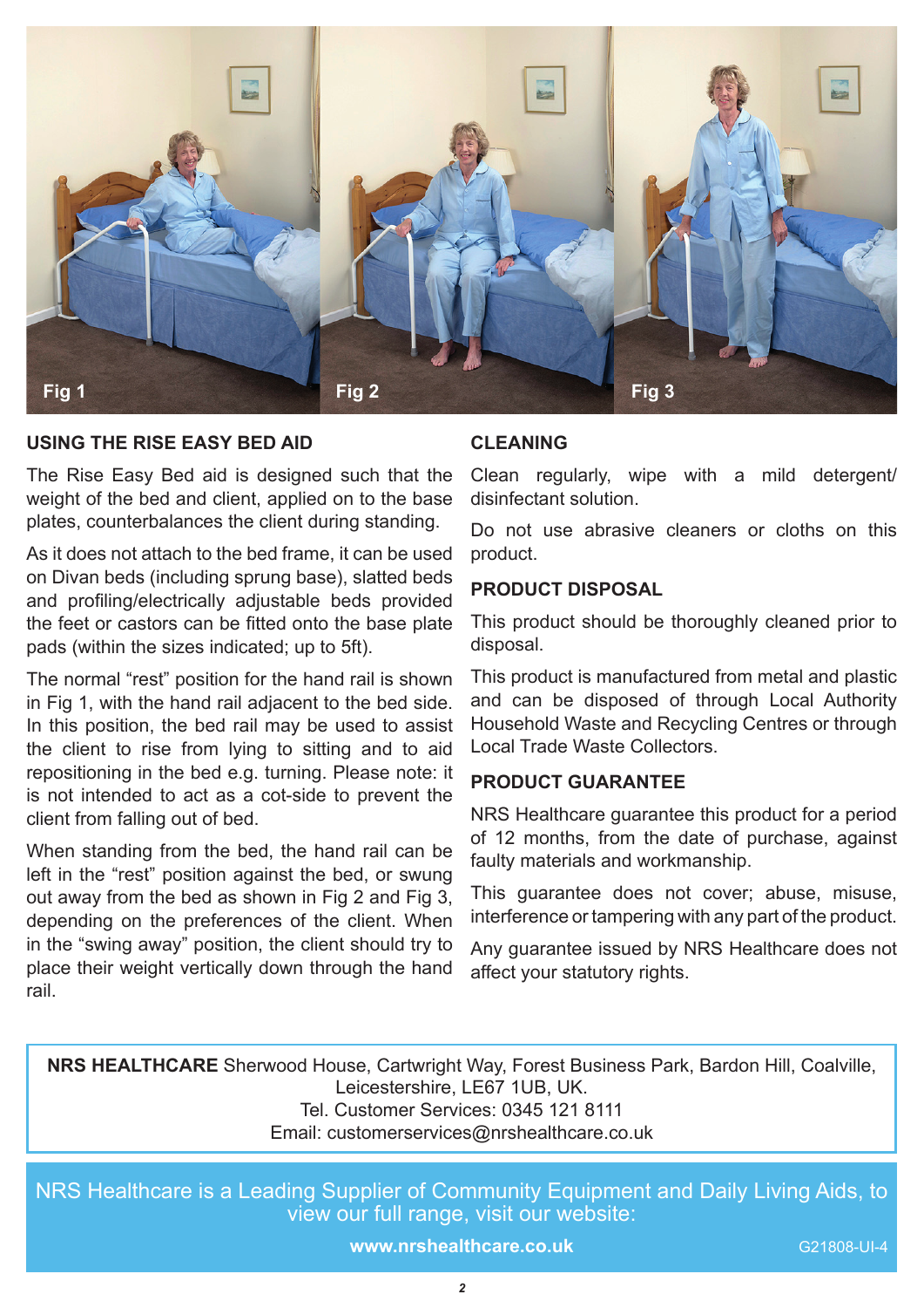Fig 1

Fig 2

Fig 3

## USING THE RISE EASY BED AID

The Rise Easy Bed aid is designed such that the weight of the bed and client, applied on to the base plates, counterbalances the client during standing.

As it does not attach to the bed frame, it can be used on Divan beds (including sprung base), slatted beds and profiling/electrically adjustable beds provided the feet or castors can be fitted onto the base plate pads (within the sizes indicated; up to 5ft).

The normal "rest" position for the hand rail is shown in Fig 1, with the hand rail adjacent to the bed side. In this position, the bed rail may be used to assist the client to rise from lying to sitting and to aid repositioning in the bed e.g. turning. Please note: it is not intended to act as a cot-side to prevent the client from falling out of bed.

When standing from the bed, the hand rail can be left in the "rest" position against the bed, or swung out away from the bed as shown in Fig 2 and Fig 3, depending on the preferences of the client. When in the "swing away" position, the client should try to place their weight vertically down through the hand rail.

## CLEANING

Clean regularly, wipe with a mild detergent/ disinfectant solution.

Do not use abrasive cleaners or cloths on this product.

## PRODUCT DISPOSAL

This product should be thoroughly cleaned prior to disposal.

This product is manufactured from metal and plastic and can be disposed of through Local Authority Household Waste and Recycling Centres or through Local Trade Waste Collectors.

## PRODUCT GUARANTEE

NRS Healthcare guarantee this product for a period of 12 months, from the date of purchase, against faulty materials and workmanship.

This guarantee does not cover; abuse, misuse, interference or tampering with any part of the product.

Any guarantee issued by NRS Healthcare does not affect your statutory rights.

**NRS HEALTHCARE** Sherwood House, Cartwright Way, Forest Business Park, Bardon Hill, Coalville, Leicestershire, LE67 1UB, UK.
Tel. Customer Services: 0345 121 8111
Email: customerservices@nrshealthcare.co.uk

NRS Healthcare is a Leading Supplier of Community Equipment and Daily Living Aids, to view our full range, visit our website:

**www.nrshealthcare.co.uk**

G21808-UI-4